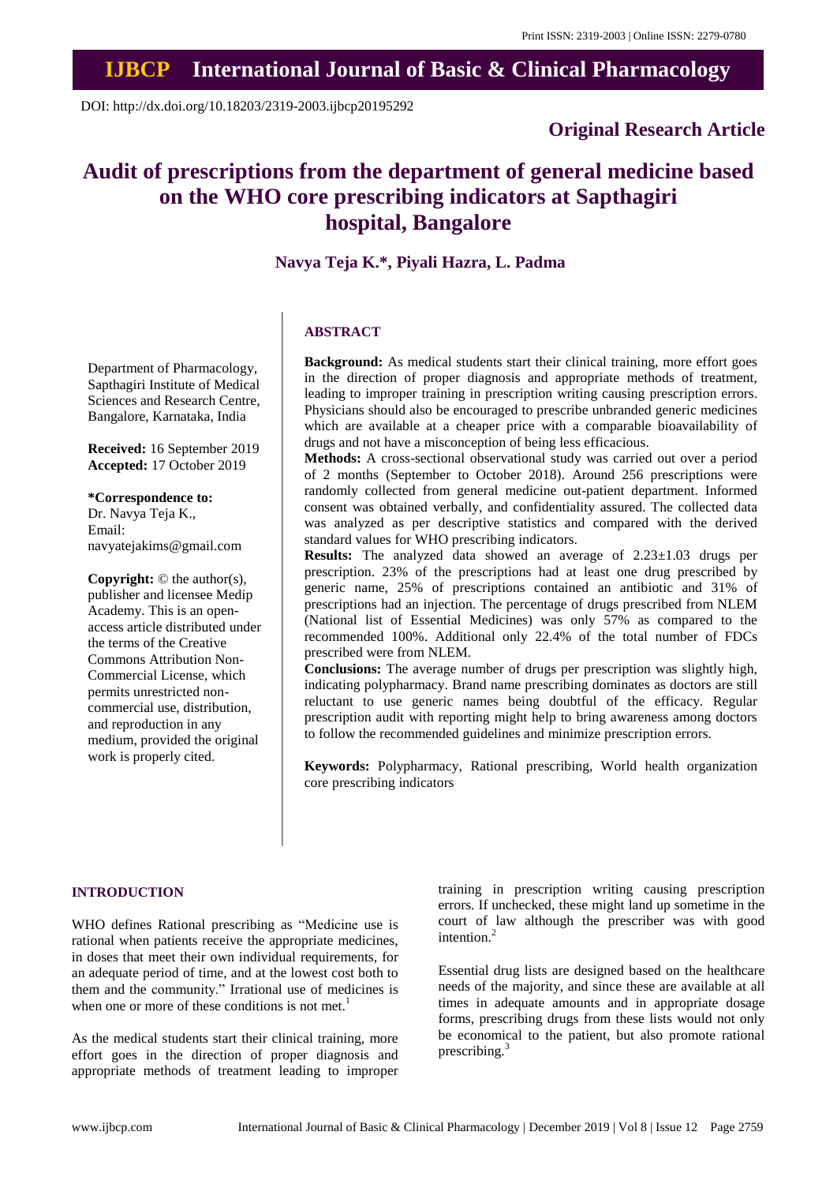Print ISSN: 2319-2003 | Online ISSN: 2279-0780

# IJBCP International Journal of Basic & Clinical Pharmacology

DOI: http://dx.doi.org/10.18203/2319-2003.ijbcp20195292

**Original Research Article**

# Audit of prescriptions from the department of general medicine based on the WHO core prescribing indicators at Sapthagiri hospital, Bangalore

**Navya Teja K.\*, Piyali Hazra, L. Padma**

Department of Pharmacology, Sapthagiri Institute of Medical Sciences and Research Centre, Bangalore, Karnataka, India

**Received:** 16 September 2019
**Accepted:** 17 October 2019

**\*Correspondence to:**
Dr. Navya Teja K.,
Email: navyatejakims@gmail.com

**Copyright:** © the author(s), publisher and licensee Medip Academy. This is an open-access article distributed under the terms of the Creative Commons Attribution Non-Commercial License, which permits unrestricted non-commercial use, distribution, and reproduction in any medium, provided the original work is properly cited.

## ABSTRACT

**Background:** As medical students start their clinical training, more effort goes in the direction of proper diagnosis and appropriate methods of treatment, leading to improper training in prescription writing causing prescription errors. Physicians should also be encouraged to prescribe unbranded generic medicines which are available at a cheaper price with a comparable bioavailability of drugs and not have a misconception of being less efficacious.

**Methods:** A cross-sectional observational study was carried out over a period of 2 months (September to October 2018). Around 256 prescriptions were randomly collected from general medicine out-patient department. Informed consent was obtained verbally, and confidentiality assured. The collected data was analyzed as per descriptive statistics and compared with the derived standard values for WHO prescribing indicators.

**Results:** The analyzed data showed an average of 2.23±1.03 drugs per prescription. 23% of the prescriptions had at least one drug prescribed by generic name, 25% of prescriptions contained an antibiotic and 31% of prescriptions had an injection. The percentage of drugs prescribed from NLEM (National list of Essential Medicines) was only 57% as compared to the recommended 100%. Additional only 22.4% of the total number of FDCs prescribed were from NLEM.

**Conclusions:** The average number of drugs per prescription was slightly high, indicating polypharmacy. Brand name prescribing dominates as doctors are still reluctant to use generic names being doubtful of the efficacy. Regular prescription audit with reporting might help to bring awareness among doctors to follow the recommended guidelines and minimize prescription errors.

**Keywords:** Polypharmacy, Rational prescribing, World health organization core prescribing indicators

## INTRODUCTION

WHO defines Rational prescribing as "Medicine use is rational when patients receive the appropriate medicines, in doses that meet their own individual requirements, for an adequate period of time, and at the lowest cost both to them and the community." Irrational use of medicines is when one or more of these conditions is not met.[1]

As the medical students start their clinical training, more effort goes in the direction of proper diagnosis and appropriate methods of treatment leading to improper training in prescription writing causing prescription errors. If unchecked, these might land up sometime in the court of law although the prescriber was with good intention.[2]

Essential drug lists are designed based on the healthcare needs of the majority, and since these are available at all times in adequate amounts and in appropriate dosage forms, prescribing drugs from these lists would not only be economical to the patient, but also promote rational prescribing.[3]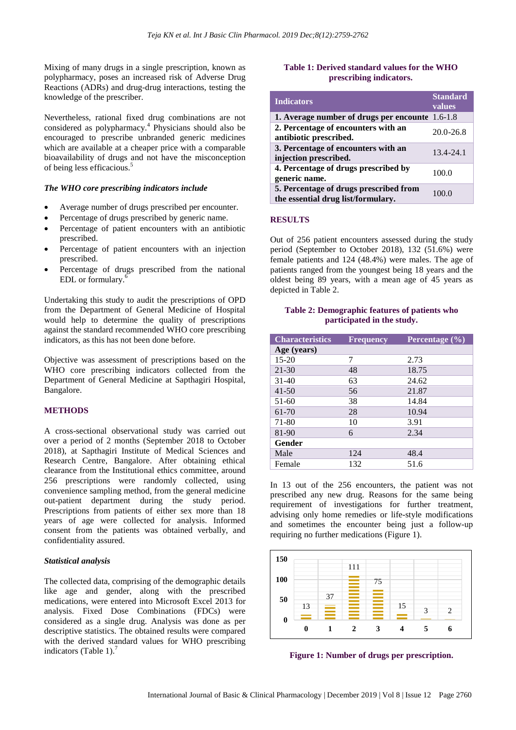Mixing of many drugs in a single prescription, known as polypharmacy, poses an increased risk of Adverse Drug Reactions (ADRs) and drug-drug interactions, testing the knowledge of the prescriber.

Nevertheless, rational fixed drug combinations are not considered as polypharmacy.[4] Physicians should also be encouraged to prescribe unbranded generic medicines which are available at a cheaper price with a comparable bioavailability of drugs and not have the misconception of being less efficacious.[5]

### *The WHO core prescribing indicators include*

- Average number of drugs prescribed per encounter.
- Percentage of drugs prescribed by generic name.
- Percentage of patient encounters with an antibiotic prescribed.
- Percentage of patient encounters with an injection prescribed.
- Percentage of drugs prescribed from the national EDL or formulary.[6]

Undertaking this study to audit the prescriptions of OPD from the Department of General Medicine of Hospital would help to determine the quality of prescriptions against the standard recommended WHO core prescribing indicators, as this has not been done before.

Objective was assessment of prescriptions based on the WHO core prescribing indicators collected from the Department of General Medicine at Sapthagiri Hospital, Bangalore.

## METHODS

A cross-sectional observational study was carried out over a period of 2 months (September 2018 to October 2018), at Sapthagiri Institute of Medical Sciences and Research Centre, Bangalore. After obtaining ethical clearance from the Institutional ethics committee, around 256 prescriptions were randomly collected, using convenience sampling method, from the general medicine out-patient department during the study period. Prescriptions from patients of either sex more than 18 years of age were collected for analysis. Informed consent from the patients was obtained verbally, and confidentiality assured.

### *Statistical analysis*

The collected data, comprising of the demographic details like age and gender, along with the prescribed medications, were entered into Microsoft Excel 2013 for analysis. Fixed Dose Combinations (FDCs) were considered as a single drug. Analysis was done as per descriptive statistics. The obtained results were compared with the derived standard values for WHO prescribing indicators (Table 1).[7]

**Table 1: Derived standard values for the WHO prescribing indicators.**

| Indicators | Standard values |
|---|---|
| **1. Average number of drugs per encounte** | 1.6-1.8 |
| **2. Percentage of encounters with an antibiotic prescribed.** | 20.0-26.8 |
| **3. Percentage of encounters with an injection prescribed.** | 13.4-24.1 |
| **4. Percentage of drugs prescribed by generic name.** | 100.0 |
| **5. Percentage of drugs prescribed from the essential drug list/formulary.** | 100.0 |

## RESULTS

Out of 256 patient encounters assessed during the study period (September to October 2018), 132 (51.6%) were female patients and 124 (48.4%) were males. The age of patients ranged from the youngest being 18 years and the oldest being 89 years, with a mean age of 45 years as depicted in Table 2.

**Table 2: Demographic features of patients who participated in the study.**

| Characteristics | Frequency | Percentage (%) |
|---|---|---|
| **Age (years)** | | |
| 15-20 | 7 | 2.73 |
| 21-30 | 48 | 18.75 |
| 31-40 | 63 | 24.62 |
| 41-50 | 56 | 21.87 |
| 51-60 | 38 | 14.84 |
| 61-70 | 28 | 10.94 |
| 71-80 | 10 | 3.91 |
| 81-90 | 6 | 2.34 |
| **Gender** | | |
| Male | 124 | 48.4 |
| Female | 132 | 51.6 |

In 13 out of the 256 encounters, the patient was not prescribed any new drug. Reasons for the same being requirement of investigations for further treatment, advising only home remedies or life-style modifications and sometimes the encounter being just a follow-up requiring no further medications (Figure 1).

150
100
50
0
13 37 111 75 15 3 2
0 1 2 3 4 5 6

**Figure 1: Number of drugs per prescription.**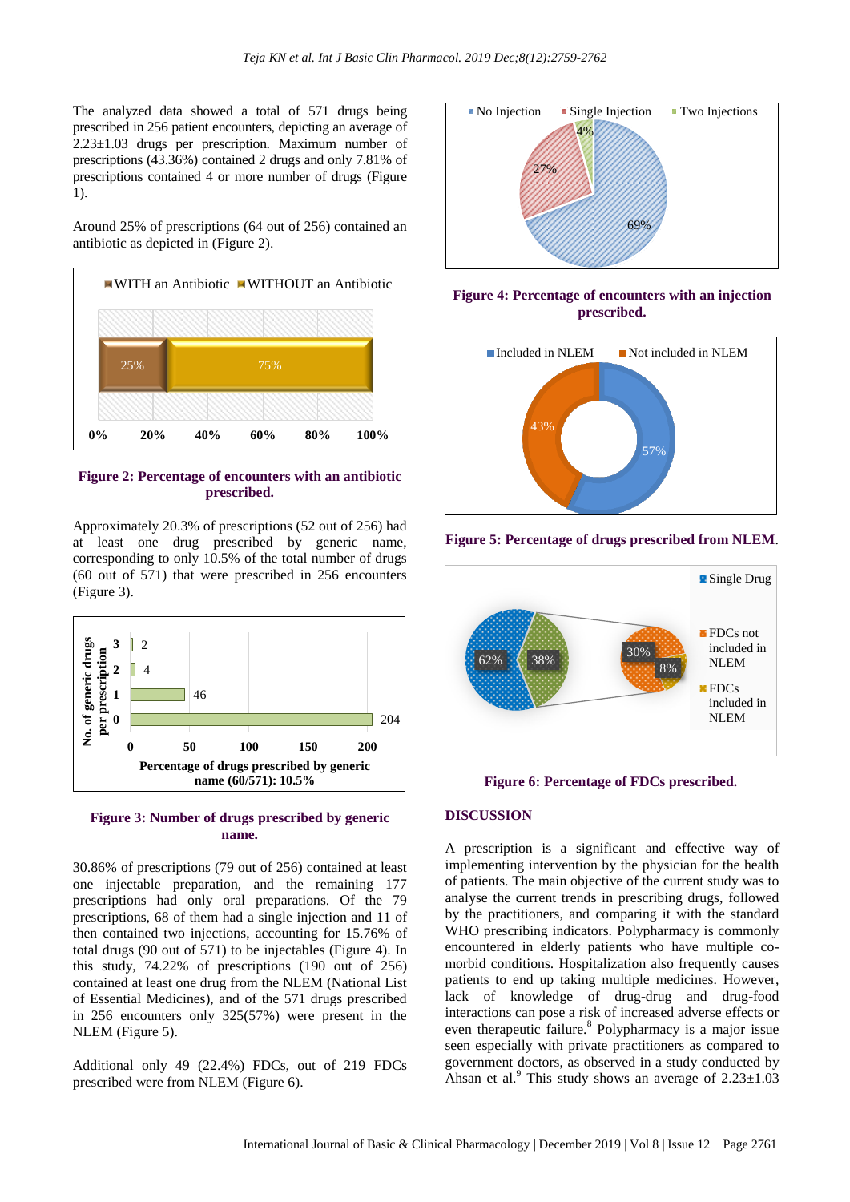The analyzed data showed a total of 571 drugs being prescribed in 256 patient encounters, depicting an average of 2.23±1.03 drugs per prescription. Maximum number of prescriptions (43.36%) contained 2 drugs and only 7.81% of prescriptions contained 4 or more number of drugs (Figure 1).

Around 25% of prescriptions (64 out of 256) contained an antibiotic as depicted in (Figure 2).

WITH an Antibiotic
WITHOUT an Antibiotic
25%
75%
0% 20% 40% 60% 80% 100%

**Figure 2: Percentage of encounters with an antibiotic prescribed.**

Approximately 20.3% of prescriptions (52 out of 256) had at least one drug prescribed by generic name, corresponding to only 10.5% of the total number of drugs (60 out of 571) that were prescribed in 256 encounters (Figure 3).

No. of generic drugs per prescription
3
2
1
0
2
4
46
204
0 50 100 150 200
Percentage of drugs prescribed by generic name (60/571): 10.5%

**Figure 3: Number of drugs prescribed by generic name.**

30.86% of prescriptions (79 out of 256) contained at least one injectable preparation, and the remaining 177 prescriptions had only oral preparations. Of the 79 prescriptions, 68 of them had a single injection and 11 of then contained two injections, accounting for 15.76% of total drugs (90 out of 571) to be injectables (Figure 4). In this study, 74.22% of prescriptions (190 out of 256) contained at least one drug from the NLEM (National List of Essential Medicines), and of the 571 drugs prescribed in 256 encounters only 325(57%) were present in the NLEM (Figure 5).

Additional only 49 (22.4%) FDCs, out of 219 FDCs prescribed were from NLEM (Figure 6).

No Injection
Single Injection
Two Injections
4%
27%
69%

**Figure 4: Percentage of encounters with an injection prescribed.**

Included in NLEM
Not included in NLEM
43%
57%

**Figure 5: Percentage of drugs prescribed from NLEM.**

Single Drug
FDCs not included in NLEM
FDCs included in NLEM
62%
38%
30%
8%

**Figure 6: Percentage of FDCs prescribed.**

## DISCUSSION

A prescription is a significant and effective way of implementing intervention by the physician for the health of patients. The main objective of the current study was to analyse the current trends in prescribing drugs, followed by the practitioners, and comparing it with the standard WHO prescribing indicators. Polypharmacy is commonly encountered in elderly patients who have multiple co-morbid conditions. Hospitalization also frequently causes patients to end up taking multiple medicines. However, lack of knowledge of drug-drug and drug-food interactions can pose a risk of increased adverse effects or even therapeutic failure.[8] Polypharmacy is a major issue seen especially with private practitioners as compared to government doctors, as observed in a study conducted by Ahsan et al.[9] This study shows an average of 2.23±1.03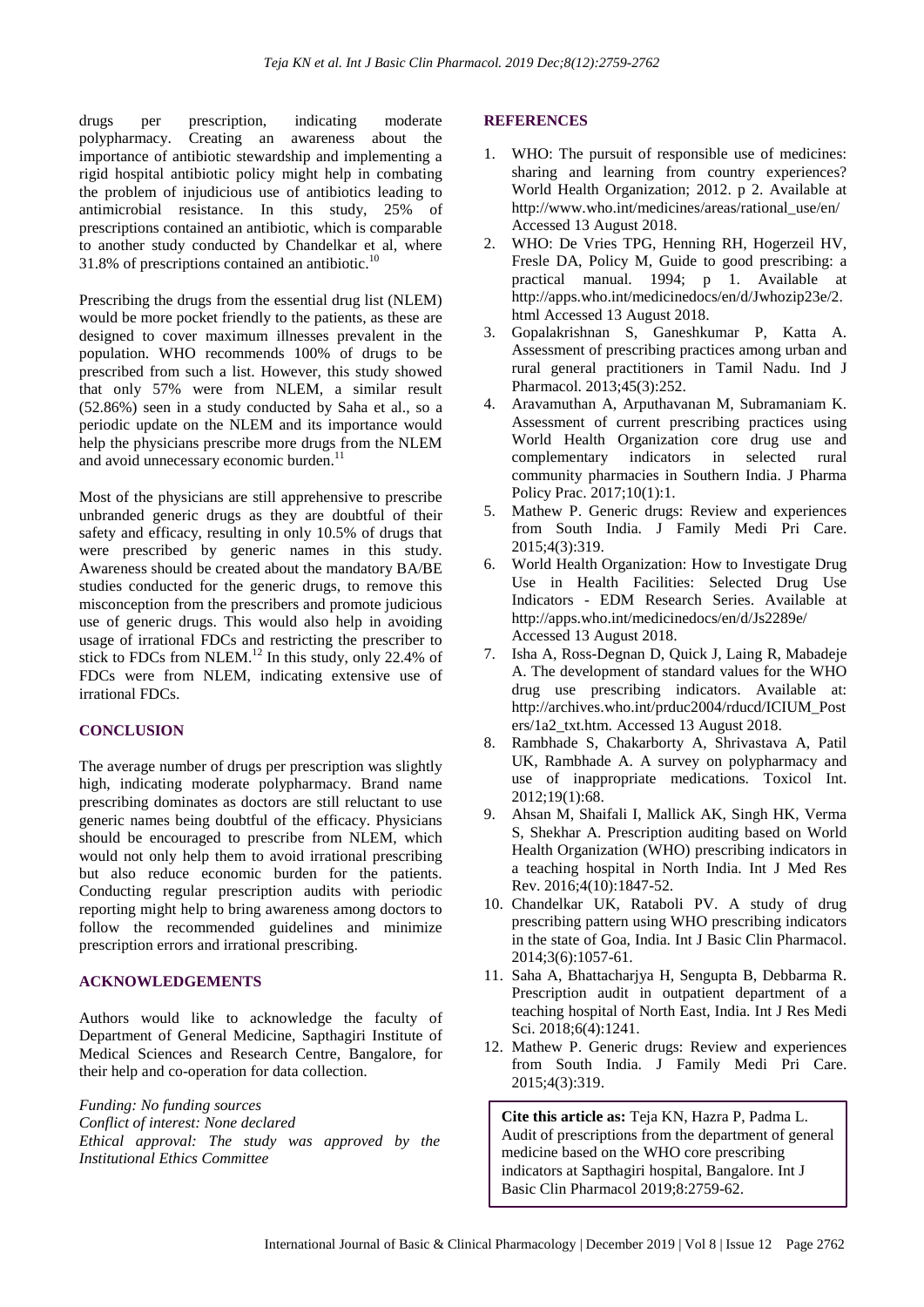drugs per prescription, indicating moderate polypharmacy. Creating an awareness about the importance of antibiotic stewardship and implementing a rigid hospital antibiotic policy might help in combating the problem of injudicious use of antibiotics leading to antimicrobial resistance. In this study, 25% of prescriptions contained an antibiotic, which is comparable to another study conducted by Chandelkar et al, where 31.8% of prescriptions contained an antibiotic.[10]

Prescribing the drugs from the essential drug list (NLEM) would be more pocket friendly to the patients, as these are designed to cover maximum illnesses prevalent in the population. WHO recommends 100% of drugs to be prescribed from such a list. However, this study showed that only 57% were from NLEM, a similar result (52.86%) seen in a study conducted by Saha et al., so a periodic update on the NLEM and its importance would help the physicians prescribe more drugs from the NLEM and avoid unnecessary economic burden.[11]

Most of the physicians are still apprehensive to prescribe unbranded generic drugs as they are doubtful of their safety and efficacy, resulting in only 10.5% of drugs that were prescribed by generic names in this study. Awareness should be created about the mandatory BA/BE studies conducted for the generic drugs, to remove this misconception from the prescribers and promote judicious use of generic drugs. This would also help in avoiding usage of irrational FDCs and restricting the prescriber to stick to FDCs from NLEM.[12] In this study, only 22.4% of FDCs were from NLEM, indicating extensive use of irrational FDCs.

## CONCLUSION

The average number of drugs per prescription was slightly high, indicating moderate polypharmacy. Brand name prescribing dominates as doctors are still reluctant to use generic names being doubtful of the efficacy. Physicians should be encouraged to prescribe from NLEM, which would not only help them to avoid irrational prescribing but also reduce economic burden for the patients. Conducting regular prescription audits with periodic reporting might help to bring awareness among doctors to follow the recommended guidelines and minimize prescription errors and irrational prescribing.

## ACKNOWLEDGEMENTS

Authors would like to acknowledge the faculty of Department of General Medicine, Sapthagiri Institute of Medical Sciences and Research Centre, Bangalore, for their help and co-operation for data collection.

*Funding: No funding sources*
*Conflict of interest: None declared*
*Ethical approval: The study was approved by the Institutional Ethics Committee*

## REFERENCES

1. WHO: The pursuit of responsible use of medicines: sharing and learning from country experiences? World Health Organization; 2012. p 2. Available at http://www.who.int/medicines/areas/rational_use/en/ Accessed 13 August 2018.
2. WHO: De Vries TPG, Henning RH, Hogerzeil HV, Fresle DA, Policy M, Guide to good prescribing: a practical manual. 1994; p 1. Available at http://apps.who.int/medicinedocs/en/d/Jwhozip23e/2.html Accessed 13 August 2018.
3. Gopalakrishnan S, Ganeshkumar P, Katta A. Assessment of prescribing practices among urban and rural general practitioners in Tamil Nadu. Ind J Pharmacol. 2013;45(3):252.
4. Aravamuthan A, Arputhavanan M, Subramaniam K. Assessment of current prescribing practices using World Health Organization core drug use and complementary indicators in selected rural community pharmacies in Southern India. J Pharma Policy Prac. 2017;10(1):1.
5. Mathew P. Generic drugs: Review and experiences from South India. J Family Medi Pri Care. 2015;4(3):319.
6. World Health Organization: How to Investigate Drug Use in Health Facilities: Selected Drug Use Indicators - EDM Research Series. Available at http://apps.who.int/medicinedocs/en/d/Js2289e/ Accessed 13 August 2018.
7. Isha A, Ross-Degnan D, Quick J, Laing R, Mabadeje A. The development of standard values for the WHO drug use prescribing indicators. Available at: http://archives.who.int/prduc2004/rducd/ICIUM_Posters/1a2_txt.htm. Accessed 13 August 2018.
8. Rambhade S, Chakarborty A, Shrivastava A, Patil UK, Rambhade A. A survey on polypharmacy and use of inappropriate medications. Toxicol Int. 2012;19(1):68.
9. Ahsan M, Shaifali I, Mallick AK, Singh HK, Verma S, Shekhar A. Prescription auditing based on World Health Organization (WHO) prescribing indicators in a teaching hospital in North India. Int J Med Res Rev. 2016;4(10):1847-52.
10. Chandelkar UK, Rataboli PV. A study of drug prescribing pattern using WHO prescribing indicators in the state of Goa, India. Int J Basic Clin Pharmacol. 2014;3(6):1057-61.
11. Saha A, Bhattacharjya H, Sengupta B, Debbarma R. Prescription audit in outpatient department of a teaching hospital of North East, India. Int J Res Medi Sci. 2018;6(4):1241.
12. Mathew P. Generic drugs: Review and experiences from South India. J Family Medi Pri Care. 2015;4(3):319.

**Cite this article as:** Teja KN, Hazra P, Padma L. Audit of prescriptions from the department of general medicine based on the WHO core prescribing indicators at Sapthagiri hospital, Bangalore. Int J Basic Clin Pharmacol 2019;8:2759-62.